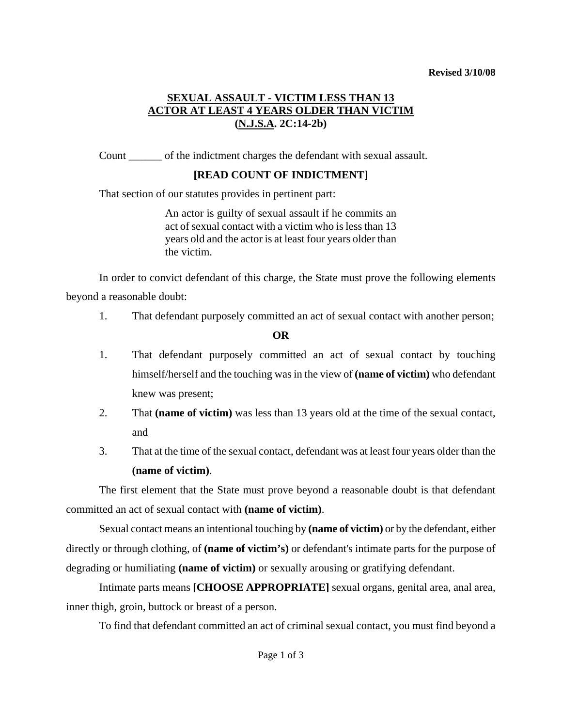**Revised 3/10/08**

## SEXUAL ASSAULT - VICTIM LESS THAN 13 ACTOR AT LEAST 4 YEARS OLDER THAN VICTIM (N.J.S.A. 2C:14-2b)

Count ______ of the indictment charges the defendant with sexual assault.

**[READ COUNT OF INDICTMENT]**

That section of our statutes provides in pertinent part:

> An actor is guilty of sexual assault if he commits an act of sexual contact with a victim who is less than 13 years old and the actor is at least four years older than the victim.

In order to convict defendant of this charge, the State must prove the following elements beyond a reasonable doubt:

1. That defendant purposely committed an act of sexual contact with another person;

**OR**

1. That defendant purposely committed an act of sexual contact by touching himself/herself and the touching was in the view of **(name of victim)** who defendant knew was present;
2. That **(name of victim)** was less than 13 years old at the time of the sexual contact, and
3. That at the time of the sexual contact, defendant was at least four years older than the **(name of victim)**.

The first element that the State must prove beyond a reasonable doubt is that defendant committed an act of sexual contact with **(name of victim)**.

Sexual contact means an intentional touching by **(name of victim)** or by the defendant, either directly or through clothing, of **(name of victim's)** or defendant's intimate parts for the purpose of degrading or humiliating **(name of victim)** or sexually arousing or gratifying defendant.

Intimate parts means **[CHOOSE APPROPRIATE]** sexual organs, genital area, anal area, inner thigh, groin, buttock or breast of a person.

To find that defendant committed an act of criminal sexual contact, you must find beyond a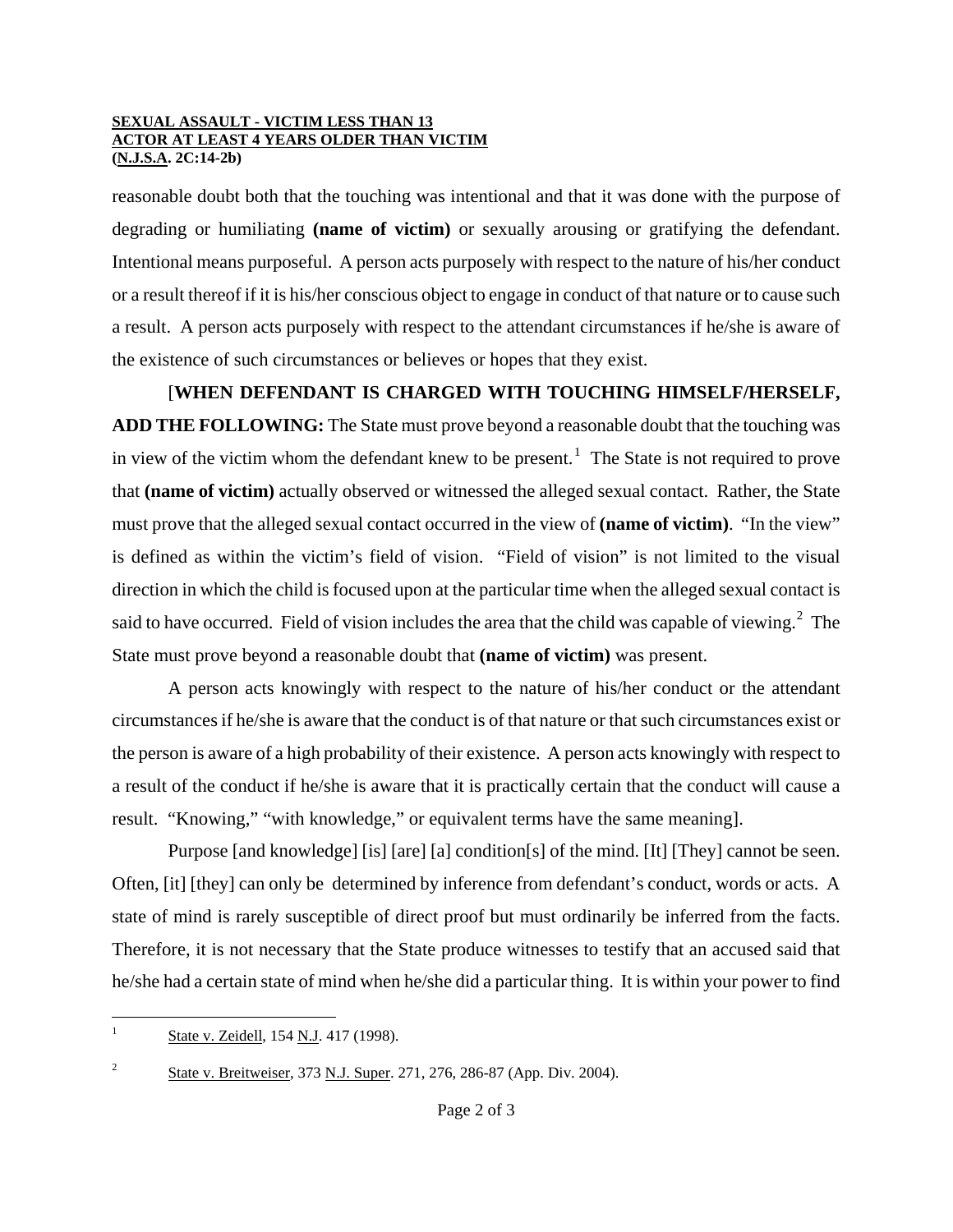reasonable doubt both that the touching was intentional and that it was done with the purpose of degrading or humiliating **(name of victim)** or sexually arousing or gratifying the defendant. Intentional means purposeful. A person acts purposely with respect to the nature of his/her conduct or a result thereof if it is his/her conscious object to engage in conduct of that nature or to cause such a result. A person acts purposely with respect to the attendant circumstances if he/she is aware of the existence of such circumstances or believes or hopes that they exist.

[**WHEN DEFENDANT IS CHARGED WITH TOUCHING HIMSELF/HERSELF, ADD THE FOLLOWING:** The State must prove beyond a reasonable doubt that the touching was in view of the victim whom the defendant knew to be present.[1] The State is not required to prove that **(name of victim)** actually observed or witnessed the alleged sexual contact. Rather, the State must prove that the alleged sexual contact occurred in the view of **(name of victim)**. "In the view" is defined as within the victim's field of vision. "Field of vision" is not limited to the visual direction in which the child is focused upon at the particular time when the alleged sexual contact is said to have occurred. Field of vision includes the area that the child was capable of viewing.[2] The State must prove beyond a reasonable doubt that **(name of victim)** was present.

A person acts knowingly with respect to the nature of his/her conduct or the attendant circumstances if he/she is aware that the conduct is of that nature or that such circumstances exist or the person is aware of a high probability of their existence. A person acts knowingly with respect to a result of the conduct if he/she is aware that it is practically certain that the conduct will cause a result. "Knowing," "with knowledge," or equivalent terms have the same meaning].

Purpose [and knowledge] [is] [are] [a] condition[s] of the mind. [It] [They] cannot be seen. Often, [it] [they] can only be determined by inference from defendant's conduct, words or acts. A state of mind is rarely susceptible of direct proof but must ordinarily be inferred from the facts. Therefore, it is not necessary that the State produce witnesses to testify that an accused said that he/she had a certain state of mind when he/she did a particular thing. It is within your power to find

---

[1] State v. Zeidell, 154 N.J. 417 (1998).

[2] State v. Breitweiser, 373 N.J. Super. 271, 276, 286-87 (App. Div. 2004).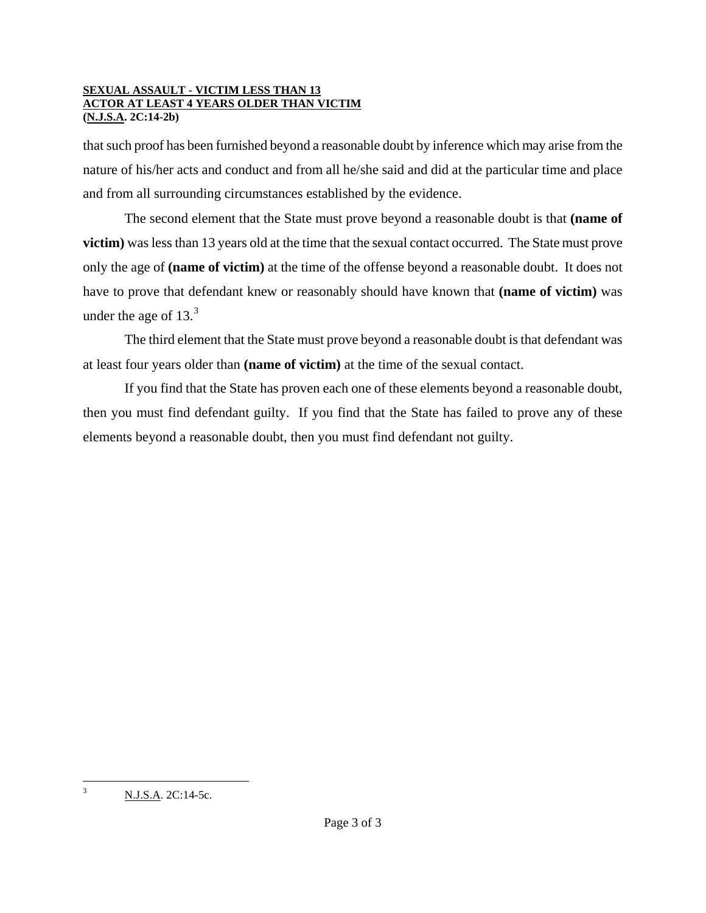that such proof has been furnished beyond a reasonable doubt by inference which may arise from the nature of his/her acts and conduct and from all he/she said and did at the particular time and place and from all surrounding circumstances established by the evidence.

The second element that the State must prove beyond a reasonable doubt is that **(name of victim)** was less than 13 years old at the time that the sexual contact occurred. The State must prove only the age of **(name of victim)** at the time of the offense beyond a reasonable doubt. It does not have to prove that defendant knew or reasonably should have known that **(name of victim)** was under the age of 13.[3]

The third element that the State must prove beyond a reasonable doubt is that defendant was at least four years older than **(name of victim)** at the time of the sexual contact.

If you find that the State has proven each one of these elements beyond a reasonable doubt, then you must find defendant guilty. If you find that the State has failed to prove any of these elements beyond a reasonable doubt, then you must find defendant not guilty.

---

[3] N.J.S.A. 2C:14-5c.